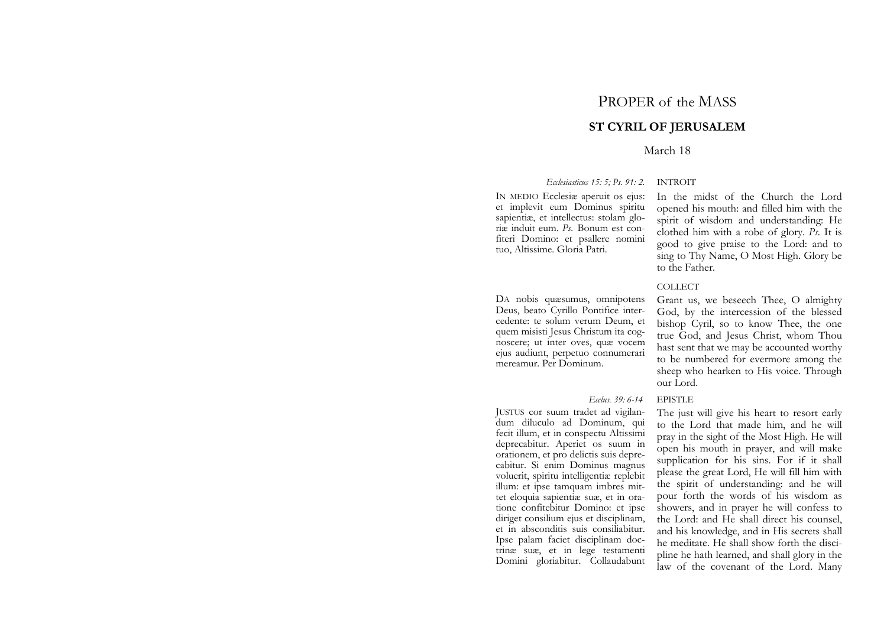# PROPER of the MASS

## ST CYRIL OF JERUSALEM

March 18

### INTROIT

*Ecclesiasticus 15: 5; Ps. 91: 2.*

IN MEDIO Ecclesiæ aperuit os ejus: et implevit eum Dominus spiritu sapientiæ, et intellectus: stolam gloriæ induit eum. *Ps.* Bonum est confiteri Domino: et psallere nomini tuo, Altissime. Gloria Patri.

In the midst of the Church the Lord opened his mouth: and filled him with the spirit of wisdom and understanding: He clothed him with a robe of glory. *Ps.* It is good to give praise to the Lord: and to sing to Thy Name, O Most High. Glory be to the Father.

### COLLECT

DA nobis quæsumus, omnipotens Deus, beato Cyrillo Pontifice intercedente: te solum verum Deum, et quem misisti Jesus Christum ita cognoscere; ut inter oves, quæ vocem ejus audiunt, perpetuo connumerari mereamur. Per Dominum.

Grant us, we beseech Thee, O almighty God, by the intercession of the blessed bishop Cyril, so to know Thee, the one true God, and Jesus Christ, whom Thou hast sent that we may be accounted worthy to be numbered for evermore among the sheep who hearken to His voice. Through our Lord.

### EPISTLE

*Ecclus. 39: 6-14*

JUSTUS cor suum tradet ad vigilandum diluculo ad Dominum, qui fecit illum, et in conspectu Altissimi deprecabitur. Aperiet os suum in orationem, et pro delictis suis deprecabitur. Si enim Dominus magnus voluerit, spiritu intelligentiæ replebit illum: et ipse tamquam imbres mittet eloquia sapientiæ suæ, et in oratione confitebitur Domino: et ipse diriget consilium ejus et disciplinam, et in absconditis suis consiliabitur. Ipse palam faciet disciplinam doctrinæ suæ, et in lege testamenti Domini gloriabitur. Collaudabunt

The just will give his heart to resort early to the Lord that made him, and he will pray in the sight of the Most High. He will open his mouth in prayer, and will make supplication for his sins. For if it shall please the great Lord, He will fill him with the spirit of understanding: and he will pour forth the words of his wisdom as showers, and in prayer he will confess to the Lord: and He shall direct his counsel, and his knowledge, and in His secrets shall he meditate. He shall show forth the discipline he hath learned, and shall glory in the law of the covenant of the Lord. Many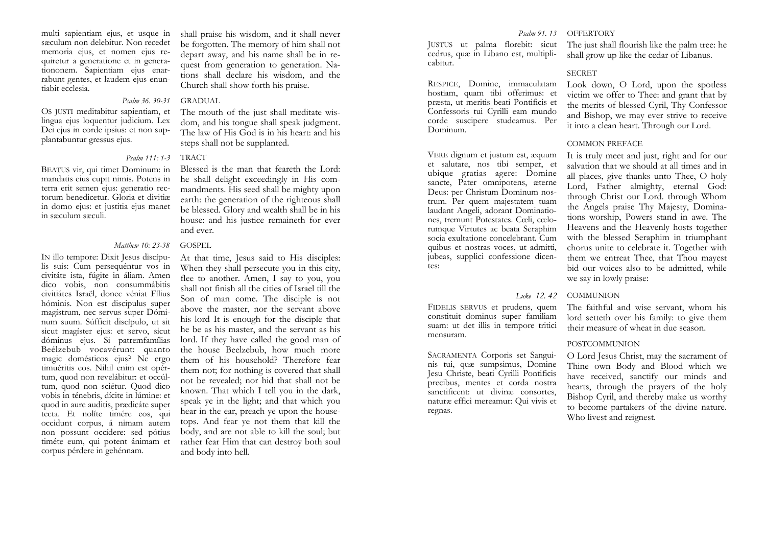multi sapientiam ejus, et usque in sæculum non delebitur. Non recedet memoria ejus, et nomen ejus requiretur a generatione et in generationonem. Sapientiam ejus enarrabunt gentes, et laudem ejus enuntiabit ecclesia.

shall praise his wisdom, and it shall never be forgotten. The memory of him shall not depart away, and his name shall be in request from generation to generation. Nations shall declare his wisdom, and the Church shall show forth his praise.

*Psalm 36. 30-31*

GRADUAL

OS JUSTI meditabitur sapientiam, et lingua ejus loquentur judicium. Lex Dei ejus in corde ipsius: et non supplantabuntur gressus ejus.

The mouth of the just shall meditate wisdom, and his tongue shall speak judgment. The law of His God is in his heart: and his steps shall not be supplanted.

*Psalm 111: 1-3*

TRACT

BEATUS vir, qui timet Dominum: in mandatis eius cupit nimis. Potens in terra erit semen ejus: generatio rectorum benedicetur. Gloria et divitiæ in domo ejus: et justitia ejus manet in sæculum sæculi.

Blessed is the man that feareth the Lord: he shall delight exceedingly in His commandments. His seed shall be mighty upon earth: the generation of the righteous shall be blessed. Glory and wealth shall be in his house: and his justice remaineth for ever and ever.

*Matthew 10: 23-38*

GOSPEL

IN illo tempore: Dixit Jesus discípulis suis: Cum persequéntur vos in civitáte ista, fúgite in áliam. Amen dico vobis, non consummábitis civitiátes Israël, donec véniat Fílius hóminis. Non est discipulus super magístrum, nec servus super Dóminum suum. Súfficit discípulo, ut sit sicut magíster ejus: et servo, sicut dóminus ejus. Si patremfamílias Beélzebub vocavérunt: quanto magic domésticos ejus? Ne ergo timuéritis eos. Nihil enim est opértum, quod non revelábitur: et occúltum, quod non sciétur. Quod dico vobis in ténebris, dícite in lúmine: et quod in aure auditis, prædicáte super tecta. Et nolíte timére eos, qui occidunt corpus, á nimam autem non possunt occídere: sed pótius timéte eum, qui potent ánimam et corpus pérdere in gehénnam.

At that time, Jesus said to His disciples: When they shall persecute you in this city, flee to another. Amen, I say to you, you shall not finish all the cities of Israel till the Son of man come. The disciple is not above the master, nor the servant above his lord It is enough for the disciple that he be as his master, and the servant as his lord. If they have called the good man of the house Beelzebub, how much more them of his household? Therefore fear them not; for nothing is covered that shall not be revealed; nor hid that shall not be known. That which I tell you in the dark, speak ye in the light; and that which you hear in the ear, preach ye upon the housetops. And fear ye not them that kill the body, and are not able to kill the soul; but rather fear Him that can destroy both soul and body into hell.

*Psalm 91. 13*

OFFERTORY

JUSTUS ut palma florebit: sicut cedrus, quæ in Libano est, multiplicabitur.

The just shall flourish like the palm tree: he shall grow up like the cedar of Libanus.

SECRET

RESPICE, Domine, immaculatam hostiam, quam tibi offerimus: et præsta, ut meritis beati Pontificis et Confessoris tui Cyrilli eam mundo corde suscipere studeamus. Per Dominum.

Look down, O Lord, upon the spotless victim we offer to Thee: and grant that by the merits of blessed Cyril, Thy Confessor and Bishop, we may ever strive to receive it into a clean heart. Through our Lord.

COMMON PREFACE

VERE dignum et justum est, æquum et salutare, nos tibi semper, et ubique gratias agere: Domine sancte, Pater omnipotens, æterne Deus: per Christum Dominum nostrum. Per quem majestatem tuam laudant Angeli, adorant Dominationes, tremunt Potestates. Cæli, cælorumque Virtutes ac beata Seraphim socia exultatione concelebrant. Cum quibus et nostras voces, ut admitti, jubeas, supplici confessione dicentes:

It is truly meet and just, right and for our salvation that we should at all times and in all places, give thanks unto Thee, O holy Lord, Father almighty, eternal God: through Christ our Lord. through Whom the Angels praise Thy Majesty, Dominations worship, Powers stand in awe. The Heavens and the Heavenly hosts together with the blessed Seraphim in triumphant chorus unite to celebrate it. Together with them we entreat Thee, that Thou mayest bid our voices also to be admitted, while we say in lowly praise:

*Luke 12. 42*

COMMUNION

FIDELIS SERVUS et prudens, quem constituit dominus super familiam suam: ut det illis in tempore tritici mensuram.

The faithful and wise servant, whom his lord setteth over his family: to give them their measure of wheat in due season.

POSTCOMMUNION

SACRAMENTA Corporis set Sanguinis tui, quæ sumpsimus, Domine Jesu Christe, beati Cyrilli Pontificis precibus, mentes et corda nostra sanctificent: ut divinæ consortes, naturæ effici mereamur: Qui vivis et regnas.

O Lord Jesus Christ, may the sacrament of Thine own Body and Blood which we have received, sanctify our minds and hearts, through the prayers of the holy Bishop Cyril, and thereby make us worthy to become partakers of the divine nature. Who livest and reignest.